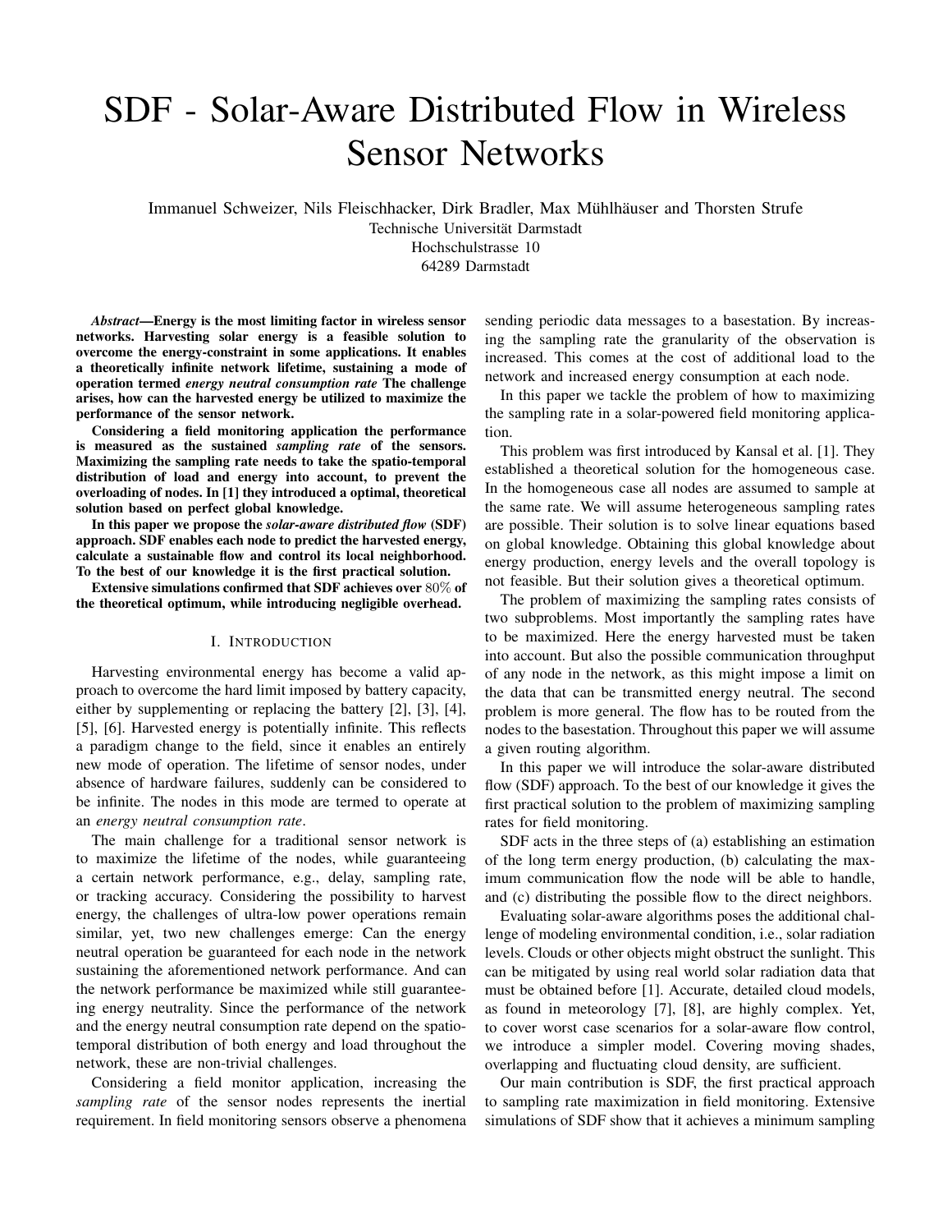# SDF - Solar-Aware Distributed Flow in Wireless Sensor Networks

Immanuel Schweizer, Nils Fleischhacker, Dirk Bradler, Max Mühlhäuser and Thorsten Strufe
Technische Universität Darmstadt
Hochschulstrasse 10
64289 Darmstadt

***Abstract*—Energy is the most limiting factor in wireless sensor networks. Harvesting solar energy is a feasible solution to overcome the energy-constraint in some applications. It enables a theoretically infinite network lifetime, sustaining a mode of operation termed *energy neutral consumption rate* The challenge arises, how can the harvested energy be utilized to maximize the performance of the sensor network.**

**Considering a field monitoring application the performance is measured as the sustained *sampling rate* of the sensors. Maximizing the sampling rate needs to take the spatio-temporal distribution of load and energy into account, to prevent the overloading of nodes. In [1] they introduced a optimal, theoretical solution based on perfect global knowledge.**

**In this paper we propose the *solar-aware distributed flow* (SDF) approach. SDF enables each node to predict the harvested energy, calculate a sustainable flow and control its local neighborhood. To the best of our knowledge it is the first practical solution.**

**Extensive simulations confirmed that SDF achieves over 80% of the theoretical optimum, while introducing negligible overhead.**

## I. Introduction

Harvesting environmental energy has become a valid approach to overcome the hard limit imposed by battery capacity, either by supplementing or replacing the battery [2], [3], [4], [5], [6]. Harvested energy is potentially infinite. This reflects a paradigm change to the field, since it enables an entirely new mode of operation. The lifetime of sensor nodes, under absence of hardware failures, suddenly can be considered to be infinite. The nodes in this mode are termed to operate at an *energy neutral consumption rate*.

The main challenge for a traditional sensor network is to maximize the lifetime of the nodes, while guaranteeing a certain network performance, e.g., delay, sampling rate, or tracking accuracy. Considering the possibility to harvest energy, the challenges of ultra-low power operations remain similar, yet, two new challenges emerge: Can the energy neutral operation be guaranteed for each node in the network sustaining the aforementioned network performance. And can the network performance be maximized while still guaranteeing energy neutrality. Since the performance of the network and the energy neutral consumption rate depend on the spatio-temporal distribution of both energy and load throughout the network, these are non-trivial challenges.

Considering a field monitor application, increasing the *sampling rate* of the sensor nodes represents the inertial requirement. In field monitoring sensors observe a phenomena sending periodic data messages to a basestation. By increasing the sampling rate the granularity of the observation is increased. This comes at the cost of additional load to the network and increased energy consumption at each node.

In this paper we tackle the problem of how to maximizing the sampling rate in a solar-powered field monitoring application.

This problem was first introduced by Kansal et al. [1]. They established a theoretical solution for the homogeneous case. In the homogeneous case all nodes are assumed to sample at the same rate. We will assume heterogeneous sampling rates are possible. Their solution is to solve linear equations based on global knowledge. Obtaining this global knowledge about energy production, energy levels and the overall topology is not feasible. But their solution gives a theoretical optimum.

The problem of maximizing the sampling rates consists of two subproblems. Most importantly the sampling rates have to be maximized. Here the energy harvested must be taken into account. But also the possible communication throughput of any node in the network, as this might impose a limit on the data that can be transmitted energy neutral. The second problem is more general. The flow has to be routed from the nodes to the basestation. Throughout this paper we will assume a given routing algorithm.

In this paper we will introduce the solar-aware distributed flow (SDF) approach. To the best of our knowledge it gives the first practical solution to the problem of maximizing sampling rates for field monitoring.

SDF acts in the three steps of (a) establishing an estimation of the long term energy production, (b) calculating the maximum communication flow the node will be able to handle, and (c) distributing the possible flow to the direct neighbors.

Evaluating solar-aware algorithms poses the additional challenge of modeling environmental condition, i.e., solar radiation levels. Clouds or other objects might obstruct the sunlight. This can be mitigated by using real world solar radiation data that must be obtained before [1]. Accurate, detailed cloud models, as found in meteorology [7], [8], are highly complex. Yet, to cover worst case scenarios for a solar-aware flow control, we introduce a simpler model. Covering moving shades, overlapping and fluctuating cloud density, are sufficient.

Our main contribution is SDF, the first practical approach to sampling rate maximization in field monitoring. Extensive simulations of SDF show that it achieves a minimum sampling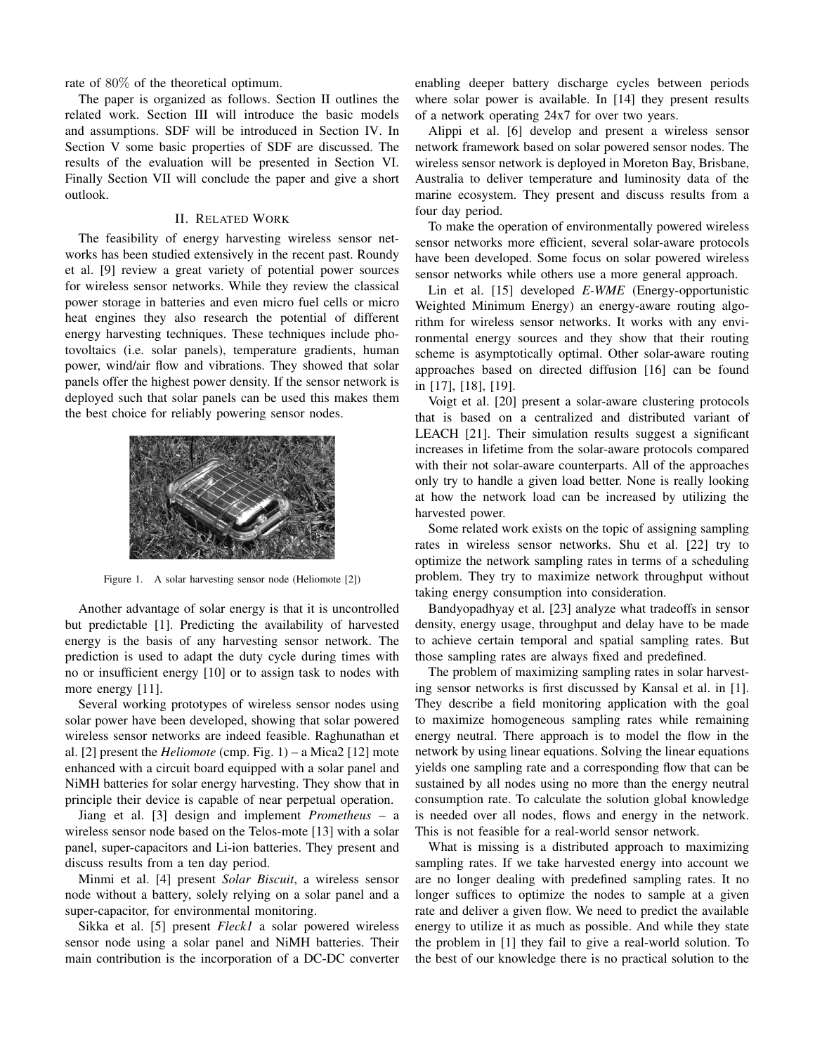rate of $80\%$ of the theoretical optimum.

The paper is organized as follows. Section II outlines the related work. Section III will introduce the basic models and assumptions. SDF will be introduced in Section IV. In Section V some basic properties of SDF are discussed. The results of the evaluation will be presented in Section VI. Finally Section VII will conclude the paper and give a short outlook.

## II. Related Work

The feasibility of energy harvesting wireless sensor networks has been studied extensively in the recent past. Roundy et al. [9] review a great variety of potential power sources for wireless sensor networks. While they review the classical power storage in batteries and even micro fuel cells or micro heat engines they also research the potential of different energy harvesting techniques. These techniques include photovoltaics (i.e. solar panels), temperature gradients, human power, wind/air flow and vibrations. They showed that solar panels offer the highest power density. If the sensor network is deployed such that solar panels can be used this makes them the best choice for reliably powering sensor nodes.

Figure 1. A solar harvesting sensor node (Heliomote [2])

Another advantage of solar energy is that it is uncontrolled but predictable [1]. Predicting the availability of harvested energy is the basis of any harvesting sensor network. The prediction is used to adapt the duty cycle during times with no or insufficient energy [10] or to assign task to nodes with more energy [11].

Several working prototypes of wireless sensor nodes using solar power have been developed, showing that solar powered wireless sensor networks are indeed feasible. Raghunathan et al. [2] present the *Heliomote* (cmp. Fig. 1) – a Mica2 [12] mote enhanced with a circuit board equipped with a solar panel and NiMH batteries for solar energy harvesting. They show that in principle their device is capable of near perpetual operation.

Jiang et al. [3] design and implement *Prometheus* – a wireless sensor node based on the Telos-mote [13] with a solar panel, super-capacitors and Li-ion batteries. They present and discuss results from a ten day period.

Minmi et al. [4] present *Solar Biscuit*, a wireless sensor node without a battery, solely relying on a solar panel and a super-capacitor, for environmental monitoring.

Sikka et al. [5] present *Fleck1* a solar powered wireless sensor node using a solar panel and NiMH batteries. Their main contribution is the incorporation of a DC-DC converter enabling deeper battery discharge cycles between periods where solar power is available. In [14] they present results of a network operating 24x7 for over two years.

Alippi et al. [6] develop and present a wireless sensor network framework based on solar powered sensor nodes. The wireless sensor network is deployed in Moreton Bay, Brisbane, Australia to deliver temperature and luminosity data of the marine ecosystem. They present and discuss results from a four day period.

To make the operation of environmentally powered wireless sensor networks more efficient, several solar-aware protocols have been developed. Some focus on solar powered wireless sensor networks while others use a more general approach.

Lin et al. [15] developed *E-WME* (Energy-opportunistic Weighted Minimum Energy) an energy-aware routing algorithm for wireless sensor networks. It works with any environmental energy sources and they show that their routing scheme is asymptotically optimal. Other solar-aware routing approaches based on directed diffusion [16] can be found in [17], [18], [19].

Voigt et al. [20] present a solar-aware clustering protocols that is based on a centralized and distributed variant of LEACH [21]. Their simulation results suggest a significant increases in lifetime from the solar-aware protocols compared with their not solar-aware counterparts. All of the approaches only try to handle a given load better. None is really looking at how the network load can be increased by utilizing the harvested power.

Some related work exists on the topic of assigning sampling rates in wireless sensor networks. Shu et al. [22] try to optimize the network sampling rates in terms of a scheduling problem. They try to maximize network throughput without taking energy consumption into consideration.

Bandyopadhyay et al. [23] analyze what tradeoffs in sensor density, energy usage, throughput and delay have to be made to achieve certain temporal and spatial sampling rates. But those sampling rates are always fixed and predefined.

The problem of maximizing sampling rates in solar harvesting sensor networks is first discussed by Kansal et al. in [1]. They describe a field monitoring application with the goal to maximize homogeneous sampling rates while remaining energy neutral. There approach is to model the flow in the network by using linear equations. Solving the linear equations yields one sampling rate and a corresponding flow that can be sustained by all nodes using no more than the energy neutral consumption rate. To calculate the solution global knowledge is needed over all nodes, flows and energy in the network. This is not feasible for a real-world sensor network.

What is missing is a distributed approach to maximizing sampling rates. If we take harvested energy into account we are no longer dealing with predefined sampling rates. It no longer suffices to optimize the nodes to sample at a given rate and deliver a given flow. We need to predict the available energy to utilize it as much as possible. And while they state the problem in [1] they fail to give a real-world solution. To the best of our knowledge there is no practical solution to the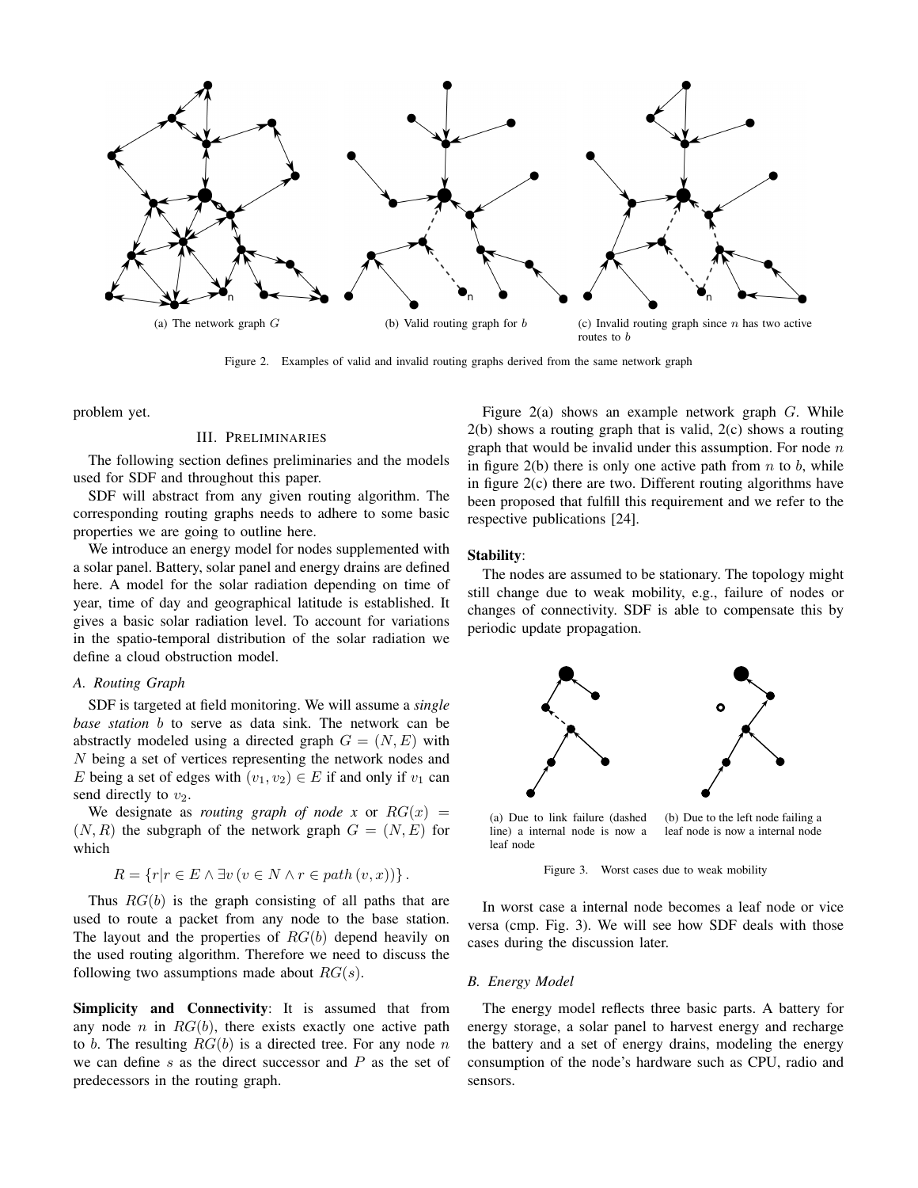(a) The network graph $G$

(b) Valid routing graph for $b$

(c) Invalid routing graph since $n$ has two active routes to $b$

Figure 2. Examples of valid and invalid routing graphs derived from the same network graph

problem yet.

## III. Preliminaries

The following section defines preliminaries and the models used for SDF and throughout this paper.

SDF will abstract from any given routing algorithm. The corresponding routing graphs needs to adhere to some basic properties we are going to outline here.

We introduce an energy model for nodes supplemented with a solar panel. Battery, solar panel and energy drains are defined here. A model for the solar radiation depending on time of year, time of day and geographical latitude is established. It gives a basic solar radiation level. To account for variations in the spatio-temporal distribution of the solar radiation we define a cloud obstruction model.

### A. Routing Graph

SDF is targeted at field monitoring. We will assume a *single base station* $b$ to serve as data sink. The network can be abstractly modeled using a directed graph $G = (N, E)$ with $N$ being a set of vertices representing the network nodes and $E$ being a set of edges with $(v_1, v_2) \in E$ if and only if $v_1$ can send directly to $v_2$.

We designate as *routing graph of node x* or $RG(x) = (N, R)$ the subgraph of the network graph $G = (N, E)$ for which

$$R = \{r | r \in E \land \exists v \left(v \in N \land r \in path\left(v, x\right)\right)\}.$$

Thus $RG(b)$ is the graph consisting of all paths that are used to route a packet from any node to the base station. The layout and the properties of $RG(b)$ depend heavily on the used routing algorithm. Therefore we need to discuss the following two assumptions made about $RG(s)$.

**Simplicity and Connectivity**: It is assumed that from any node $n$ in $RG(b)$, there exists exactly one active path to $b$. The resulting $RG(b)$ is a directed tree. For any node $n$ we can define $s$ as the direct successor and $P$ as the set of predecessors in the routing graph.

Figure 2(a) shows an example network graph $G$. While 2(b) shows a routing graph that is valid, 2(c) shows a routing graph that would be invalid under this assumption. For node $n$ in figure 2(b) there is only one active path from $n$ to $b$, while in figure 2(c) there are two. Different routing algorithms have been proposed that fulfill this requirement and we refer to the respective publications [24].

**Stability**:

The nodes are assumed to be stationary. The topology might still change due to weak mobility, e.g., failure of nodes or changes of connectivity. SDF is able to compensate this by periodic update propagation.

(a) Due to link failure (dashed line) a internal node is now a leaf node

(b) Due to the left node failing a leaf node is now a internal node

Figure 3. Worst cases due to weak mobility

In worst case a internal node becomes a leaf node or vice versa (cmp. Fig. 3). We will see how SDF deals with those cases during the discussion later.

### B. Energy Model

The energy model reflects three basic parts. A battery for energy storage, a solar panel to harvest energy and recharge the battery and a set of energy drains, modeling the energy consumption of the node's hardware such as CPU, radio and sensors.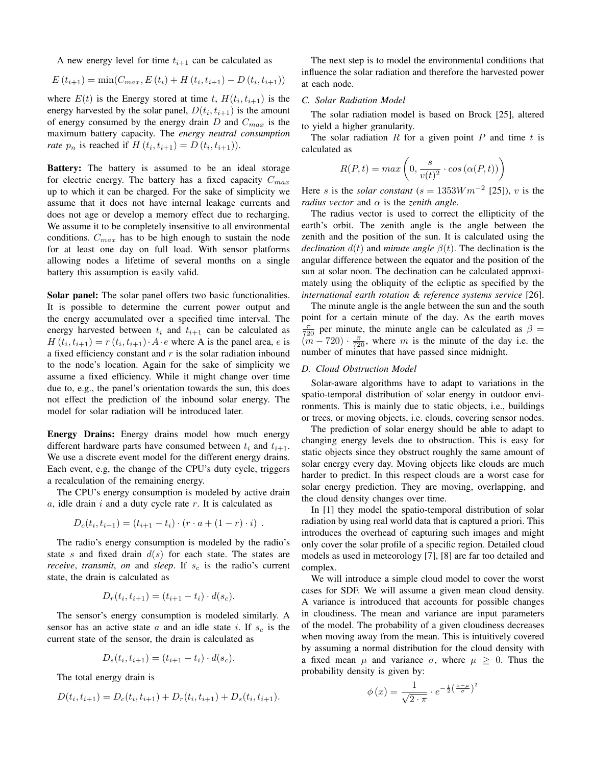A new energy level for time $t_{i+1}$ can be calculated as

$$E(t_{i+1}) = \min(C_{max}, E(t_i) + H(t_i, t_{i+1}) - D(t_i, t_{i+1}))$$

where $E(t)$ is the Energy stored at time $t$, $H(t_i, t_{i+1})$ is the energy harvested by the solar panel, $D(t_i, t_{i+1})$ is the amount of energy consumed by the energy drain $D$ and $C_{max}$ is the maximum battery capacity. The *energy neutral consumption rate* $p_n$ is reached if $H(t_i, t_{i+1}) = D(t_i, t_{i+1})$).

**Battery:** The battery is assumed to be an ideal storage for electric energy. The battery has a fixed capacity $C_{max}$ up to which it can be charged. For the sake of simplicity we assume that it does not have internal leakage currents and does not age or develop a memory effect due to recharging. We assume it to be completely insensitive to all environmental conditions. $C_{max}$ has to be high enough to sustain the node for at least one day on full load. With sensor platforms allowing nodes a lifetime of several months on a single battery this assumption is easily valid.

**Solar panel:** The solar panel offers two basic functionalities. It is possible to determine the current power output and the energy accumulated over a specified time interval. The energy harvested between $t_i$ and $t_{i+1}$ can be calculated as $H(t_i, t_{i+1}) = r(t_i, t_{i+1}) \cdot A \cdot e$ where A is the panel area, $e$ is a fixed efficiency constant and $r$ is the solar radiation inbound to the node's location. Again for the sake of simplicity we assume a fixed efficiency. While it might change over time due to, e.g., the panel's orientation towards the sun, this does not effect the prediction of the inbound solar energy. The model for solar radiation will be introduced later.

**Energy Drains:** Energy drains model how much energy different hardware parts have consumed between $t_i$ and $t_{i+1}$. We use a discrete event model for the different energy drains. Each event, e.g, the change of the CPU's duty cycle, triggers a recalculation of the remaining energy.

The CPU's energy consumption is modeled by active drain $a$, idle drain $i$ and a duty cycle rate $r$. It is calculated as

$$D_c(t_i, t_{i+1}) = (t_{i+1} - t_i) \cdot (r \cdot a + (1 - r) \cdot i) \ .$$

The radio's energy consumption is modeled by the radio's state $s$ and fixed drain $d(s)$ for each state. The states are *receive*, *transmit*, *on* and *sleep*. If $s_c$ is the radio's current state, the drain is calculated as

$$D_r(t_i, t_{i+1}) = (t_{i+1} - t_i) \cdot d(s_c).$$

The sensor's energy consumption is modeled similarly. A sensor has an active state $a$ and an idle state $i$. If $s_c$ is the current state of the sensor, the drain is calculated as

$$D_s(t_i, t_{i+1}) = (t_{i+1} - t_i) \cdot d(s_c).$$

The total energy drain is

$$D(t_i, t_{i+1}) = D_c(t_i, t_{i+1}) + D_r(t_i, t_{i+1}) + D_s(t_i, t_{i+1}).$$

The next step is to model the environmental conditions that influence the solar radiation and therefore the harvested power at each node.

### C. Solar Radiation Model

The solar radiation model is based on Brock [25], altered to yield a higher granularity.

The solar radiation $R$ for a given point $P$ and time $t$ is calculated as

$$R(P, t) = max\left(0, \frac{s}{v(t)^2} \cdot cos\left(\alpha(P, t)\right)\right)$$

Here $s$ is the *solar constant* ($s = 1353 Wm^{-2}$ [25]), $v$ is the *radius vector* and $\alpha$ is the *zenith angle*.

The radius vector is used to correct the ellipticity of the earth's orbit. The zenith angle is the angle between the zenith and the position of the sun. It is calculated using the *declination* $d(t)$ and *minute angle* $\beta(t)$. The declination is the angular difference between the equator and the position of the sun at solar noon. The declination can be calculated approximately using the obliquity of the ecliptic as specified by the *international earth rotation & reference systems service* [26].

The minute angle is the angle between the sun and the south point for a certain minute of the day. As the earth moves $\frac{\pi}{720}$ per minute, the minute angle can be calculated as $\beta = (m - 720) \cdot \frac{\pi}{720}$, where $m$ is the minute of the day i.e. the number of minutes that have passed since midnight.

### D. Cloud Obstruction Model

Solar-aware algorithms have to adapt to variations in the spatio-temporal distribution of solar energy in outdoor environments. This is mainly due to static objects, i.e., buildings or trees, or moving objects, i.e. clouds, covering sensor nodes.

The prediction of solar energy should be able to adapt to changing energy levels due to obstruction. This is easy for static objects since they obstruct roughly the same amount of solar energy every day. Moving objects like clouds are much harder to predict. In this respect clouds are a worst case for solar energy prediction. They are moving, overlapping, and the cloud density changes over time.

In [1] they model the spatio-temporal distribution of solar radiation by using real world data that is captured a priori. This introduces the overhead of capturing such images and might only cover the solar profile of a specific region. Detailed cloud models as used in meteorology [7], [8] are far too detailed and complex.

We will introduce a simple cloud model to cover the worst cases for SDF. We will assume a given mean cloud density. A variance is introduced that accounts for possible changes in cloudiness. The mean and variance are input parameters of the model. The probability of a given cloudiness decreases when moving away from the mean. This is intuitively covered by assuming a normal distribution for the cloud density with a fixed mean $\mu$ and variance $\sigma$, where $\mu \geq 0$. Thus the probability density is given by:

$$\phi(x) = \frac{1}{\sqrt{2 \cdot \pi}} \cdot e^{-\frac{1}{2}\left(\frac{x-\mu}{\sigma}\right)^2}$$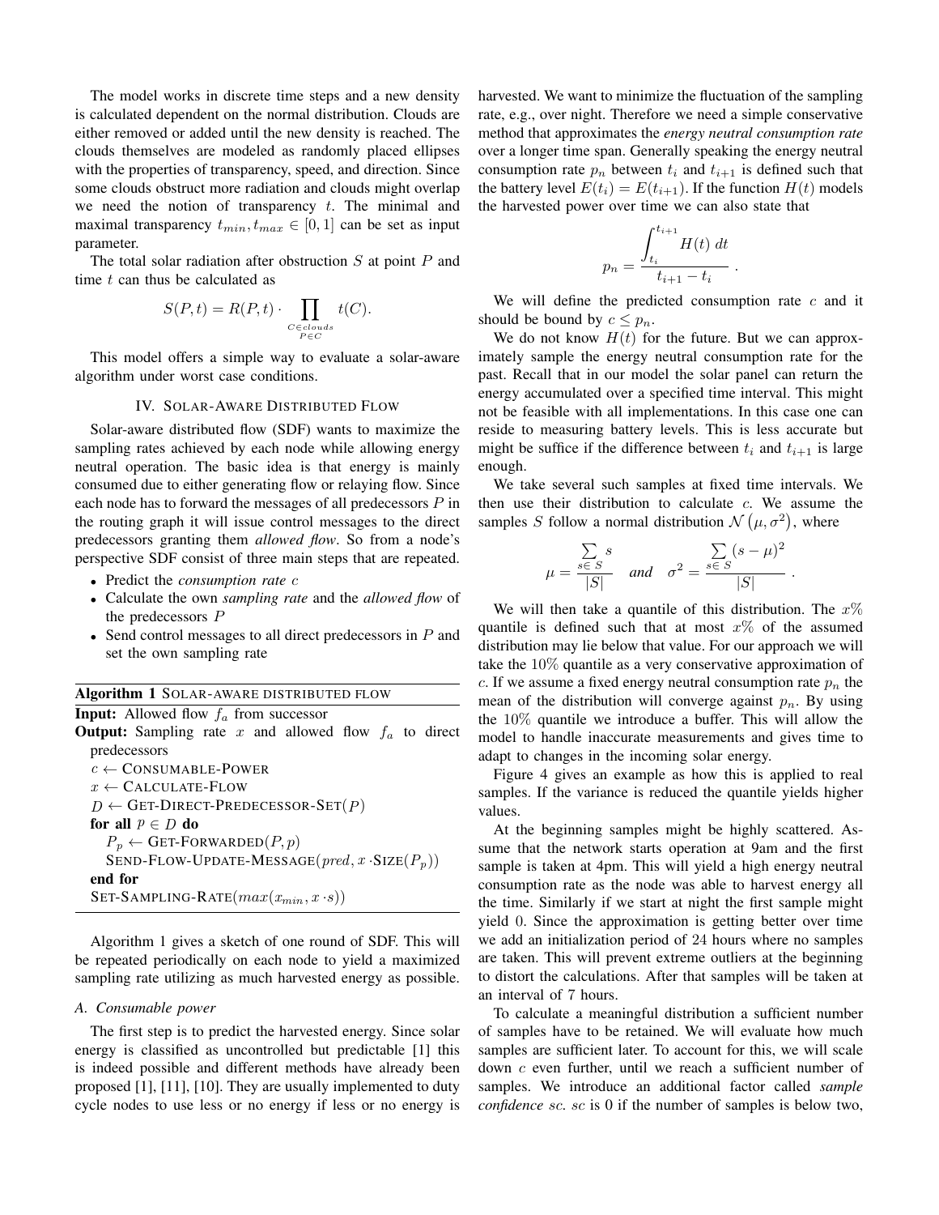The model works in discrete time steps and a new density is calculated dependent on the normal distribution. Clouds are either removed or added until the new density is reached. The clouds themselves are modeled as randomly placed ellipses with the properties of transparency, speed, and direction. Since some clouds obstruct more radiation and clouds might overlap we need the notion of transparency $t$. The minimal and maximal transparency $t_{min}, t_{max} \in [0, 1]$ can be set as input parameter.

The total solar radiation after obstruction $S$ at point $P$ and time $t$ can thus be calculated as

$$S(P, t) = R(P, t) \cdot \prod_{\substack{C \in clouds \\ P \in C}} t(C).$$

This model offers a simple way to evaluate a solar-aware algorithm under worst case conditions.

## IV. Solar-Aware Distributed Flow

Solar-aware distributed flow (SDF) wants to maximize the sampling rates achieved by each node while allowing energy neutral operation. The basic idea is that energy is mainly consumed due to either generating flow or relaying flow. Since each node has to forward the messages of all predecessors $P$ in the routing graph it will issue control messages to the direct predecessors granting them *allowed flow*. So from a node's perspective SDF consist of three main steps that are repeated.

- Predict the *consumption rate* $c$
- Calculate the own *sampling rate* and the *allowed flow* of the predecessors $P$
- Send control messages to all direct predecessors in $P$ and set the own sampling rate

**Algorithm 1** Solar-aware distributed flow

**Input:** Allowed flow $f_a$ from successor
**Output:** Sampling rate $x$ and allowed flow $f_a$ to direct predecessors

```
c ← CONSUMABLE-POWER
x ← CALCULATE-FLOW
D ← GET-DIRECT-PREDECESSOR-SET(P)
for all p ∈ D do
    P_p ← GET-FORWARDED(P, p)
    SEND-FLOW-UPDATE-MESSAGE(pred, x · SIZE(P_p))
end for
SET-SAMPLING-RATE(max(x_min, x · s))
```

Algorithm 1 gives a sketch of one round of SDF. This will be repeated periodically on each node to yield a maximized sampling rate utilizing as much harvested energy as possible.

### A. Consumable power

The first step is to predict the harvested energy. Since solar energy is classified as uncontrolled but predictable [1] this is indeed possible and different methods have already been proposed [1], [11], [10]. They are usually implemented to duty cycle nodes to use less or no energy if less or no energy is harvested. We want to minimize the fluctuation of the sampling rate, e.g., over night. Therefore we need a simple conservative method that approximates the *energy neutral consumption rate* over a longer time span. Generally speaking the energy neutral consumption rate $p_n$ between $t_i$ and $t_{i+1}$ is defined such that the battery level $E(t_i) = E(t_{i+1})$. If the function $H(t)$ models the harvested power over time we can also state that

$$p_n = \frac{\int_{t_i}^{t_{i+1}} H(t)\ dt}{t_{i+1} - t_i} .$$

We will define the predicted consumption rate $c$ and it should be bound by $c \leq p_n$.

We do not know $H(t)$ for the future. But we can approximately sample the energy neutral consumption rate for the past. Recall that in our model the solar panel can return the energy accumulated over a specified time interval. This might not be feasible with all implementations. In this case one can reside to measuring battery levels. This is less accurate but might be suffice if the difference between $t_i$ and $t_{i+1}$ is large enough.

We take several such samples at fixed time intervals. We then use their distribution to calculate $c$. We assume the samples $S$ follow a normal distribution $\mathcal{N}(\mu, \sigma^2)$, where

$$\mu = \frac{\sum_{s \in S} s}{|S|} \quad \textit{and} \quad \sigma^2 = \frac{\sum_{s \in S} (s - \mu)^2}{|S|} .$$

We will then take a quantile of this distribution. The $x\%$ quantile is defined such that at most $x\%$ of the assumed distribution may lie below that value. For our approach we will take the $10\%$ quantile as a very conservative approximation of $c$. If we assume a fixed energy neutral consumption rate $p_n$ the mean of the distribution will converge against $p_n$. By using the $10\%$ quantile we introduce a buffer. This will allow the model to handle inaccurate measurements and gives time to adapt to changes in the incoming solar energy.

Figure 4 gives an example as how this is applied to real samples. If the variance is reduced the quantile yields higher values.

At the beginning samples might be highly scattered. Assume that the network starts operation at 9am and the first sample is taken at 4pm. This will yield a high energy neutral consumption rate as the node was able to harvest energy all the time. Similarly if we start at night the first sample might yield 0. Since the approximation is getting better over time we add an initialization period of 24 hours where no samples are taken. This will prevent extreme outliers at the beginning to distort the calculations. After that samples will be taken at an interval of 7 hours.

To calculate a meaningful distribution a sufficient number of samples have to be retained. We will evaluate how much samples are sufficient later. To account for this, we will scale down $c$ even further, until we reach a sufficient number of samples. We introduce an additional factor called *sample confidence* $sc$. $sc$ is 0 if the number of samples is below two,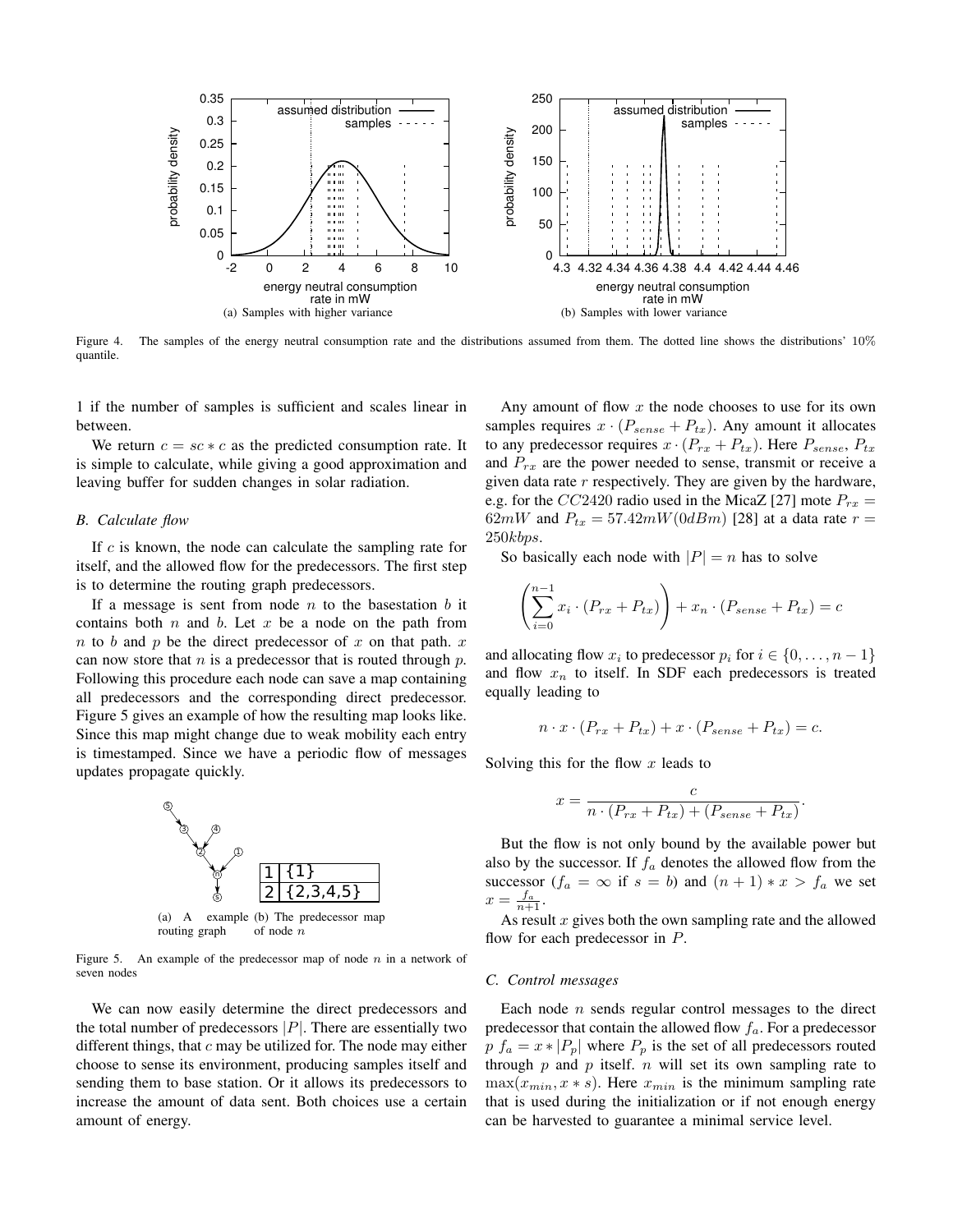Figure 4. The samples of the energy neutral consumption rate and the distributions assumed from them. The dotted line shows the distributions' 10% quantile.

(a) Samples with higher variance

(b) Samples with lower variance

1 if the number of samples is sufficient and scales linear in between.

We return $c = sc * c$ as the predicted consumption rate. It is simple to calculate, while giving a good approximation and leaving buffer for sudden changes in solar radiation.

### B. Calculate flow

If $c$ is known, the node can calculate the sampling rate for itself, and the allowed flow for the predecessors. The first step is to determine the routing graph predecessors.

If a message is sent from node $n$ to the basestation $b$ it contains both $n$ and $b$. Let $x$ be a node on the path from $n$ to $b$ and $p$ be the direct predecessor of $x$ on that path. $x$ can now store that $n$ is a predecessor that is routed through $p$. Following this procedure each node can save a map containing all predecessors and the corresponding direct predecessor. Figure 5 gives an example of how the resulting map looks like. Since this map might change due to weak mobility each entry is timestamped. Since we have a periodic flow of messages updates propagate quickly.

| 1 | {1} |
|---|---|
| 2 | {2,3,4,5} |

(a) A example routing graph (b) The predecessor map of node $n$

Figure 5. An example of the predecessor map of node $n$ in a network of seven nodes

We can now easily determine the direct predecessors and the total number of predecessors $|P|$. There are essentially two different things, that $c$ may be utilized for. The node may either choose to sense its environment, producing samples itself and sending them to base station. Or it allows its predecessors to increase the amount of data sent. Both choices use a certain amount of energy.

Any amount of flow $x$ the node chooses to use for its own samples requires $x \cdot (P_{sense} + P_{tx})$. Any amount it allocates to any predecessor requires $x \cdot (P_{rx} + P_{tx})$. Here $P_{sense}$, $P_{tx}$ and $P_{rx}$ are the power needed to sense, transmit or receive a given data rate $r$ respectively. They are given by the hardware, e.g. for the $CC2420$ radio used in the MicaZ [27] mote $P_{rx} = 62mW$ and $P_{tx} = 57.42mW(0dBm)$ [28] at a data rate $r = 250kbps$.

So basically each node with $|P| = n$ has to solve

$$\left( \sum_{i=0}^{n-1} x_i \cdot (P_{rx} + P_{tx}) \right) + x_n \cdot (P_{sense} + P_{tx}) = c$$

and allocating flow $x_i$ to predecessor $p_i$ for $i \in \{0, \ldots, n-1\}$ and flow $x_n$ to itself. In SDF each predecessors is treated equally leading to

$$n \cdot x \cdot (P_{rx} + P_{tx}) + x \cdot (P_{sense} + P_{tx}) = c.$$

Solving this for the flow $x$ leads to

$$x = \frac{c}{n \cdot (P_{rx} + P_{tx}) + (P_{sense} + P_{tx})}.$$

But the flow is not only bound by the available power but also by the successor. If $f_a$ denotes the allowed flow from the successor ($f_a = \infty$ if $s = b$) and $(n+1) * x > f_a$ we set $x = \frac{f_a}{n+1}$.

As result $x$ gives both the own sampling rate and the allowed flow for each predecessor in $P$.

### C. Control messages

Each node $n$ sends regular control messages to the direct predecessor that contain the allowed flow $f_a$. For a predecessor $p$ $f_a = x * |P_p|$ where $P_p$ is the set of all predecessors routed through $p$ and $p$ itself. $n$ will set its own sampling rate to $\max(x_{min}, x * s)$. Here $x_{min}$ is the minimum sampling rate that is used during the initialization or if not enough energy can be harvested to guarantee a minimal service level.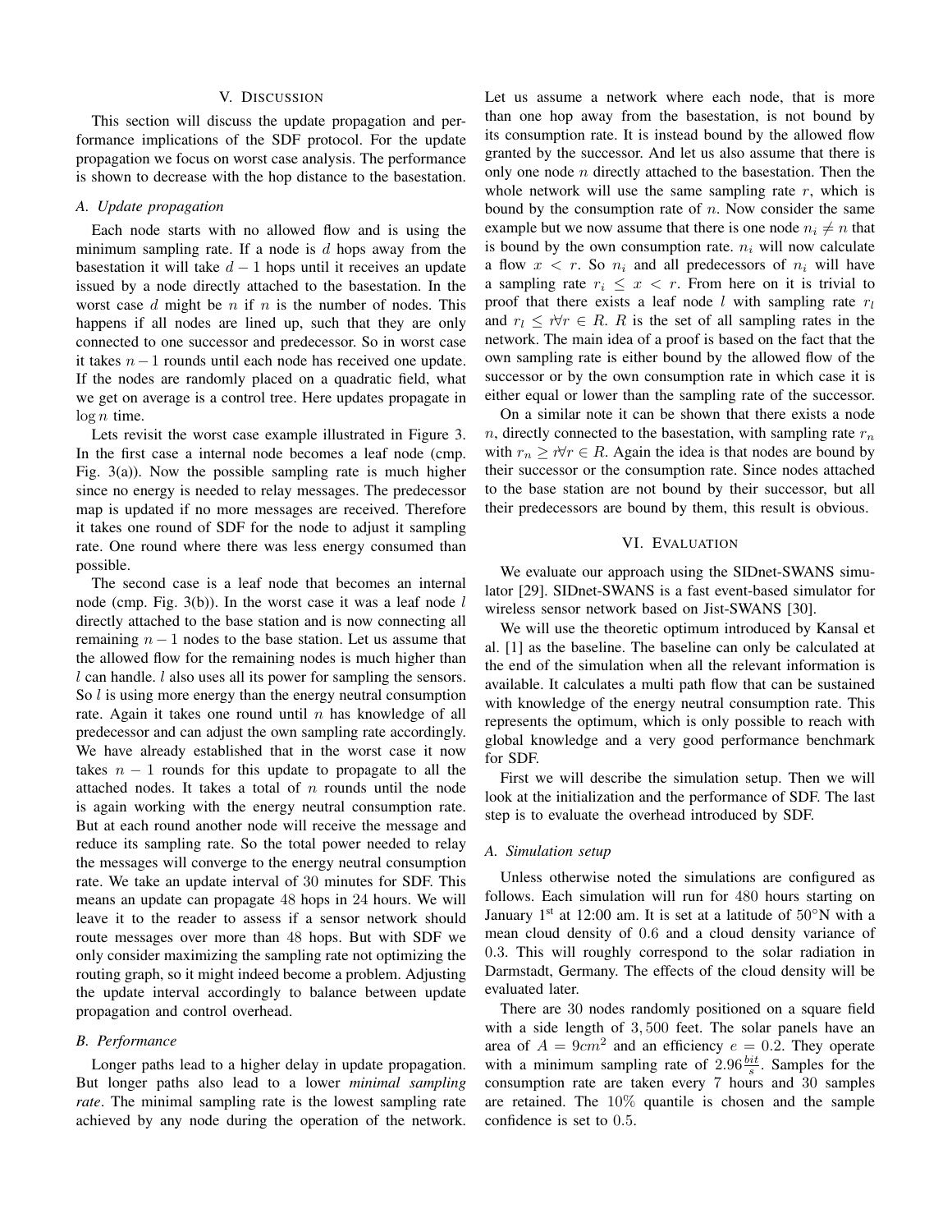## V. Discussion

This section will discuss the update propagation and performance implications of the SDF protocol. For the update propagation we focus on worst case analysis. The performance is shown to decrease with the hop distance to the basestation.

### A. Update propagation

Each node starts with no allowed flow and is using the minimum sampling rate. If a node is $d$ hops away from the basestation it will take $d-1$ hops until it receives an update issued by a node directly attached to the basestation. In the worst case $d$ might be $n$ if $n$ is the number of nodes. This happens if all nodes are lined up, such that they are only connected to one successor and predecessor. So in worst case it takes $n-1$ rounds until each node has received one update. If the nodes are randomly placed on a quadratic field, what we get on average is a control tree. Here updates propagate in $\log n$ time.

Lets revisit the worst case example illustrated in Figure 3. In the first case a internal node becomes a leaf node (cmp. Fig. 3(a)). Now the possible sampling rate is much higher since no energy is needed to relay messages. The predecessor map is updated if no more messages are received. Therefore it takes one round of SDF for the node to adjust it sampling rate. One round where there was less energy consumed than possible.

The second case is a leaf node that becomes an internal node (cmp. Fig. 3(b)). In the worst case it was a leaf node $l$ directly attached to the base station and is now connecting all remaining $n-1$ nodes to the base station. Let us assume that the allowed flow for the remaining nodes is much higher than $l$ can handle. $l$ also uses all its power for sampling the sensors. So $l$ is using more energy than the energy neutral consumption rate. Again it takes one round until $n$ has knowledge of all predecessor and can adjust the own sampling rate accordingly. We have already established that in the worst case it now takes $n-1$ rounds for this update to propagate to all the attached nodes. It takes a total of $n$ rounds until the node is again working with the energy neutral consumption rate. But at each round another node will receive the message and reduce its sampling rate. So the total power needed to relay the messages will converge to the energy neutral consumption rate. We take an update interval of 30 minutes for SDF. This means an update can propagate 48 hops in 24 hours. We will leave it to the reader to assess if a sensor network should route messages over more than 48 hops. But with SDF we only consider maximizing the sampling rate not optimizing the routing graph, so it might indeed become a problem. Adjusting the update interval accordingly to balance between update propagation and control overhead.

### B. Performance

Longer paths lead to a higher delay in update propagation. But longer paths also lead to a lower *minimal sampling rate*. The minimal sampling rate is the lowest sampling rate achieved by any node during the operation of the network. Let us assume a network where each node, that is more than one hop away from the basestation, is not bound by its consumption rate. It is instead bound by the allowed flow granted by the successor. And let us also assume that there is only one node $n$ directly attached to the basestation. Then the whole network will use the same sampling rate $r$, which is bound by the consumption rate of $n$. Now consider the same example but we now assume that there is one node $n_i \neq n$ that is bound by the own consumption rate. $n_i$ will now calculate a flow $x < r$. So $n_i$ and all predecessors of $n_i$ will have a sampling rate $r_i \leq x < r$. From here on it is trivial to proof that there exists a leaf node $l$ with sampling rate $r_l$ and $r_l \leq r \forall r \in R$. $R$ is the set of all sampling rates in the network. The main idea of a proof is based on the fact that the own sampling rate is either bound by the allowed flow of the successor or by the own consumption rate in which case it is either equal or lower than the sampling rate of the successor.

On a similar note it can be shown that there exists a node $n$, directly connected to the basestation, with sampling rate $r_n$ with $r_n \geq r \forall r \in R$. Again the idea is that nodes are bound by their successor or the consumption rate. Since nodes attached to the base station are not bound by their successor, but all their predecessors are bound by them, this result is obvious.

## VI. Evaluation

We evaluate our approach using the SIDnet-SWANS simulator [29]. SIDnet-SWANS is a fast event-based simulator for wireless sensor network based on Jist-SWANS [30].

We will use the theoretic optimum introduced by Kansal et al. [1] as the baseline. The baseline can only be calculated at the end of the simulation when all the relevant information is available. It calculates a multi path flow that can be sustained with knowledge of the energy neutral consumption rate. This represents the optimum, which is only possible to reach with global knowledge and a very good performance benchmark for SDF.

First we will describe the simulation setup. Then we will look at the initialization and the performance of SDF. The last step is to evaluate the overhead introduced by SDF.

### A. Simulation setup

Unless otherwise noted the simulations are configured as follows. Each simulation will run for 480 hours starting on January 1st at 12:00 am. It is set at a latitude of 50°N with a mean cloud density of 0.6 and a cloud density variance of 0.3. This will roughly correspond to the solar radiation in Darmstadt, Germany. The effects of the cloud density will be evaluated later.

There are 30 nodes randomly positioned on a square field with a side length of 3,500 feet. The solar panels have an area of $A = 9cm^2$ and an efficiency $e = 0.2$. They operate with a minimum sampling rate of $2.96\frac{bit}{s}$. Samples for the consumption rate are taken every 7 hours and 30 samples are retained. The 10% quantile is chosen and the sample confidence is set to 0.5.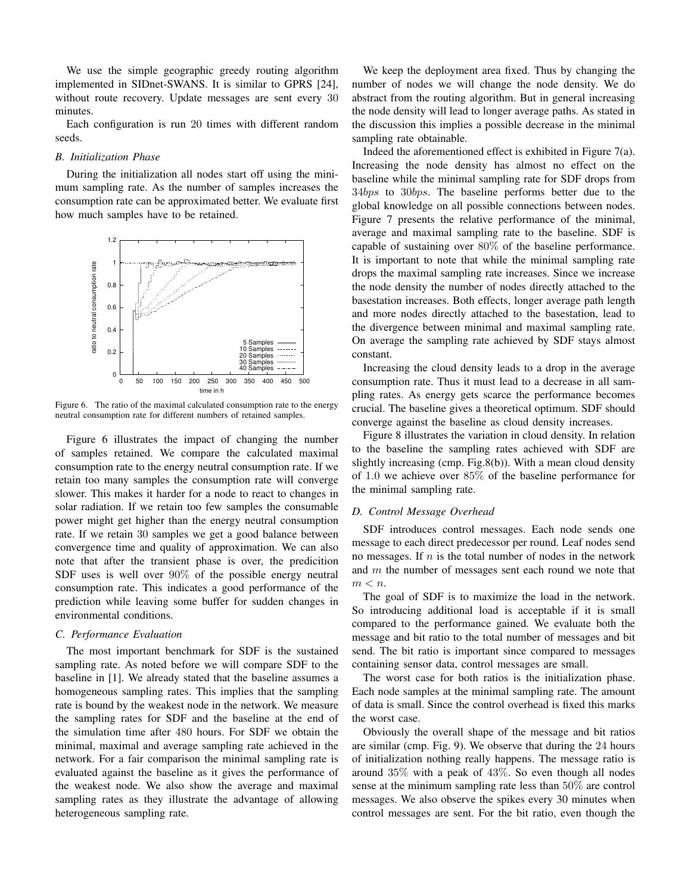We use the simple geographic greedy routing algorithm implemented in SIDnet-SWANS. It is similar to GPRS [24], without route recovery. Update messages are sent every 30 minutes.

Each configuration is run 20 times with different random seeds.

### B. Initialization Phase

During the initialization all nodes start off using the minimum sampling rate. As the number of samples increases the consumption rate can be approximated better. We evaluate first how much samples have to be retained.

Figure 6. The ratio of the maximal calculated consumption rate to the energy neutral consumption rate for different numbers of retained samples.

Figure 6 illustrates the impact of changing the number of samples retained. We compare the calculated maximal consumption rate to the energy neutral consumption rate. If we retain too many samples the consumption rate will converge slower. This makes it harder for a node to react to changes in solar radiation. If we retain too few samples the consumable power might get higher than the energy neutral consumption rate. If we retain 30 samples we get a good balance between convergence time and quality of approximation. We can also note that after the transient phase is over, the predicition SDF uses is well over 90% of the possible energy neutral consumption rate. This indicates a good performance of the prediction while leaving some buffer for sudden changes in environmental conditions.

### C. Performance Evaluation

The most important benchmark for SDF is the sustained sampling rate. As noted before we will compare SDF to the baseline in [1]. We already stated that the baseline assumes a homogeneous sampling rates. This implies that the sampling rate is bound by the weakest node in the network. We measure the sampling rates for SDF and the baseline at the end of the simulation time after 480 hours. For SDF we obtain the minimal, maximal and average sampling rate achieved in the network. For a fair comparison the minimal sampling rate is evaluated against the baseline as it gives the performance of the weakest node. We also show the average and maximal sampling rates as they illustrate the advantage of allowing heterogeneous sampling rate.

We keep the deployment area fixed. Thus by changing the number of nodes we will change the node density. We do abstract from the routing algorithm. But in general increasing the node density will lead to longer average paths. As stated in the discussion this implies a possible decrease in the minimal sampling rate obtainable.

Indeed the aforementioned effect is exhibited in Figure 7(a). Increasing the node density has almost no effect on the baseline while the minimal sampling rate for SDF drops from $34bps$ to $30bps$. The baseline performs better due to the global knowledge on all possible connections between nodes. Figure 7 presents the relative performance of the minimal, average and maximal sampling rate to the baseline. SDF is capable of sustaining over 80% of the baseline performance. It is important to note that while the minimal sampling rate drops the maximal sampling rate increases. Since we increase the node density the number of nodes directly attached to the basestation increases. Both effects, longer average path length and more nodes directly attached to the basestation, lead to the divergence between minimal and maximal sampling rate. On average the sampling rate achieved by SDF stays almost constant.

Increasing the cloud density leads to a drop in the average consumption rate. Thus it must lead to a decrease in all sampling rates. As energy gets scarce the performance becomes crucial. The baseline gives a theoretical optimum. SDF should converge against the baseline as cloud density increases.

Figure 8 illustrates the variation in cloud density. In relation to the baseline the sampling rates achieved with SDF are slightly increasing (cmp. Fig.8(b)). With a mean cloud density of 1.0 we achieve over 85% of the baseline performance for the minimal sampling rate.

### D. Control Message Overhead

SDF introduces control messages. Each node sends one message to each direct predecessor per round. Leaf nodes send no messages. If $n$ is the total number of nodes in the network and $m$ the number of messages sent each round we note that $m < n$.

The goal of SDF is to maximize the load in the network. So introducing additional load is acceptable if it is small compared to the performance gained. We evaluate both the message and bit ratio to the total number of messages and bit send. The bit ratio is important since compared to messages containing sensor data, control messages are small.

The worst case for both ratios is the initialization phase. Each node samples at the minimal sampling rate. The amount of data is small. Since the control overhead is fixed this marks the worst case.

Obviously the overall shape of the message and bit ratios are similar (cmp. Fig. 9). We observe that during the 24 hours of initialization nothing really happens. The message ratio is around 35% with a peak of 43%. So even though all nodes sense at the minimum sampling rate less than 50% are control messages. We also observe the spikes every 30 minutes when control messages are sent. For the bit ratio, even though the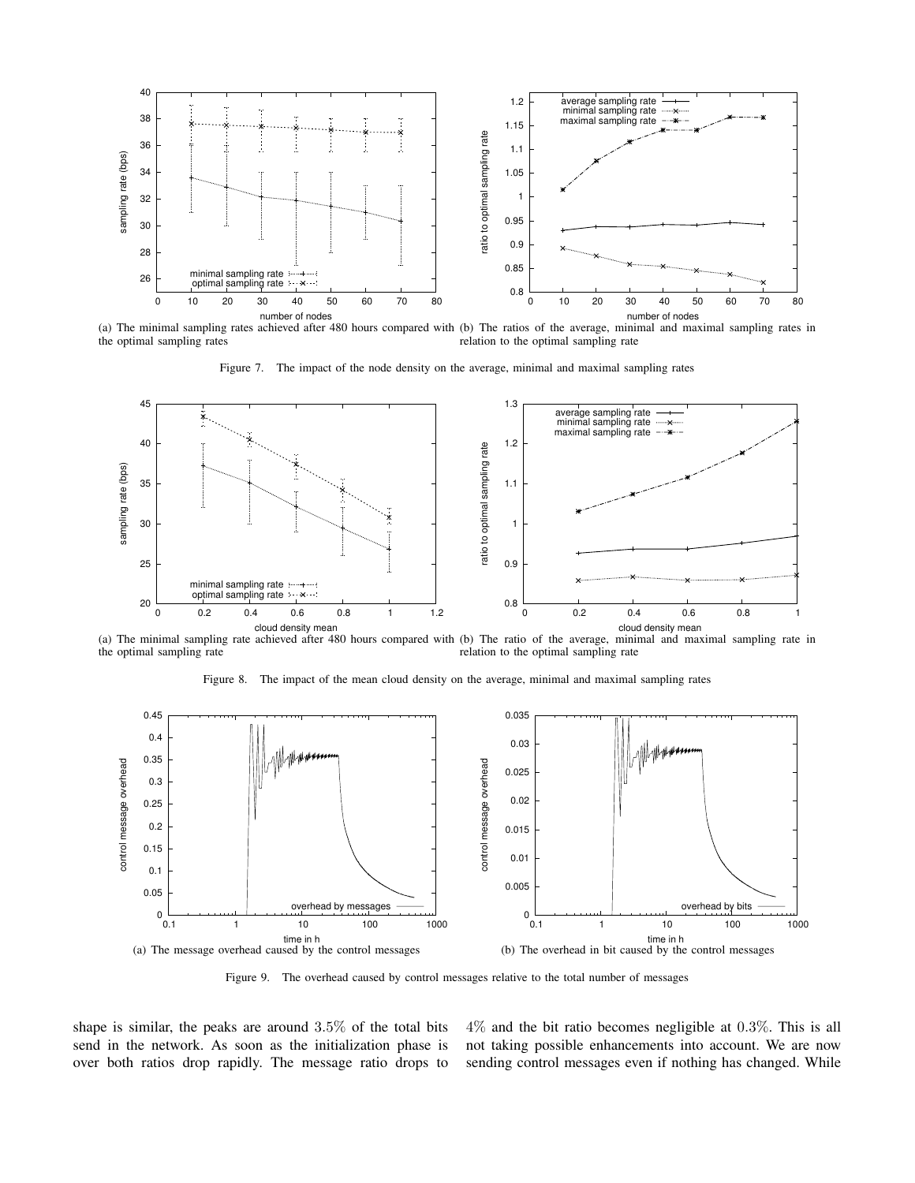(a) The minimal sampling rates achieved after 480 hours compared with the optimal sampling rates

(b) The ratios of the average, minimal and maximal sampling rates in relation to the optimal sampling rate

Figure 7. The impact of the node density on the average, minimal and maximal sampling rates

(a) The minimal sampling rate achieved after 480 hours compared with the optimal sampling rate

(b) The ratio of the average, minimal and maximal sampling rate in relation to the optimal sampling rate

Figure 8. The impact of the mean cloud density on the average, minimal and maximal sampling rates

(a) The message overhead caused by the control messages

(b) The overhead in bit caused by the control messages

Figure 9. The overhead caused by control messages relative to the total number of messages

shape is similar, the peaks are around 3.5% of the total bits send in the network. As soon as the initialization phase is over both ratios drop rapidly. The message ratio drops to 4% and the bit ratio becomes negligible at 0.3%. This is all not taking possible enhancements into account. We are now sending control messages even if nothing has changed. While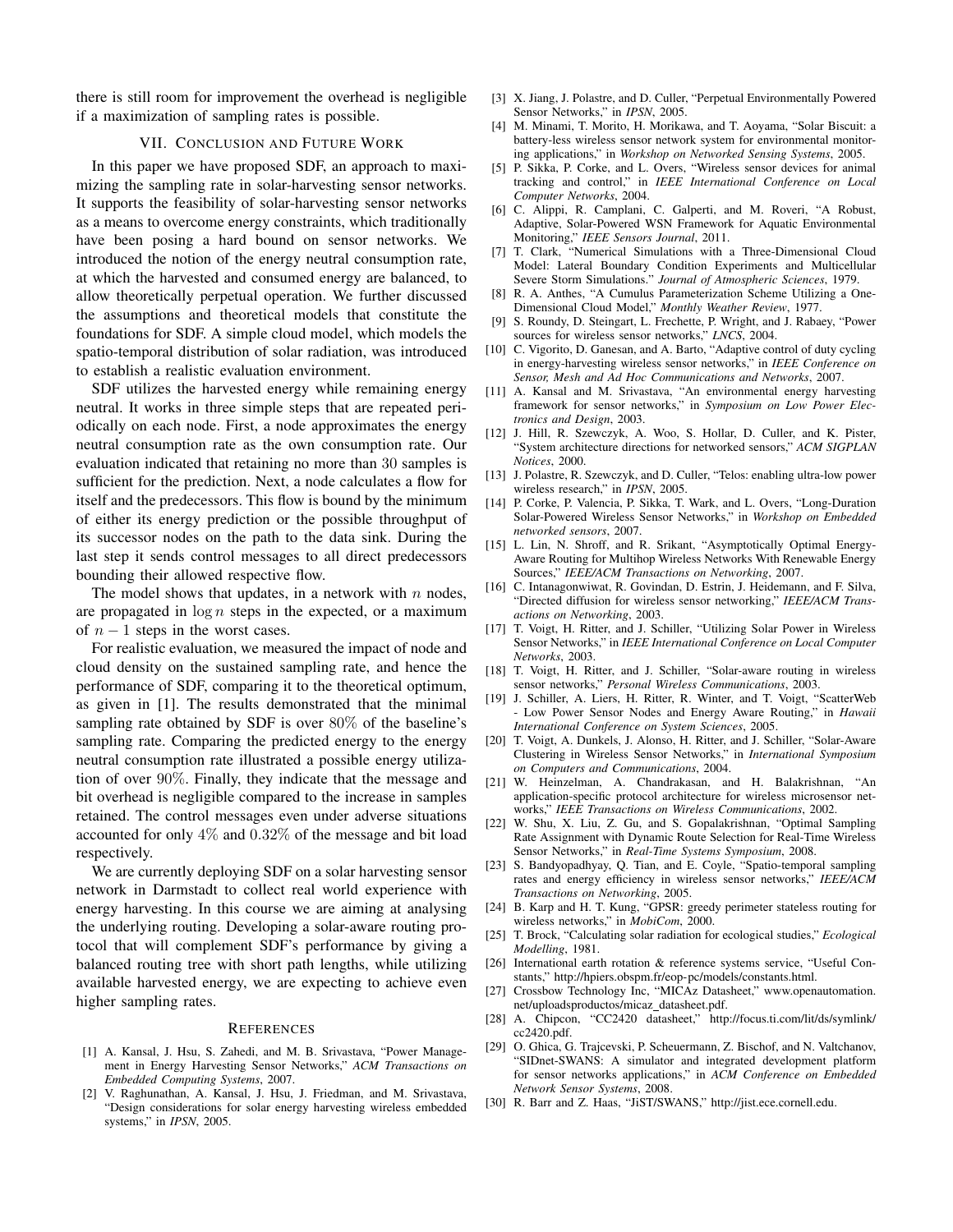there is still room for improvement the overhead is negligible if a maximization of sampling rates is possible.

## VII. Conclusion and Future Work

In this paper we have proposed SDF, an approach to maximizing the sampling rate in solar-harvesting sensor networks. It supports the feasibility of solar-harvesting sensor networks as a means to overcome energy constraints, which traditionally have been posing a hard bound on sensor networks. We introduced the notion of the energy neutral consumption rate, at which the harvested and consumed energy are balanced, to allow theoretically perpetual operation. We further discussed the assumptions and theoretical models that constitute the foundations for SDF. A simple cloud model, which models the spatio-temporal distribution of solar radiation, was introduced to establish a realistic evaluation environment.

SDF utilizes the harvested energy while remaining energy neutral. It works in three simple steps that are repeated periodically on each node. First, a node approximates the energy neutral consumption rate as the own consumption rate. Our evaluation indicated that retaining no more than $30$ samples is sufficient for the prediction. Next, a node calculates a flow for itself and the predecessors. This flow is bound by the minimum of either its energy prediction or the possible throughput of its successor nodes on the path to the data sink. During the last step it sends control messages to all direct predecessors bounding their allowed respective flow.

The model shows that updates, in a network with $n$ nodes, are propagated in $\log n$ steps in the expected, or a maximum of $n-1$ steps in the worst cases.

For realistic evaluation, we measured the impact of node and cloud density on the sustained sampling rate, and hence the performance of SDF, comparing it to the theoretical optimum, as given in [1]. The results demonstrated that the minimal sampling rate obtained by SDF is over $80\%$ of the baseline's sampling rate. Comparing the predicted energy to the energy neutral consumption rate illustrated a possible energy utilization of over $90\%$. Finally, they indicate that the message and bit overhead is negligible compared to the increase in samples retained. The control messages even under adverse situations accounted for only $4\%$ and $0.32\%$ of the message and bit load respectively.

We are currently deploying SDF on a solar harvesting sensor network in Darmstadt to collect real world experience with energy harvesting. In this course we are aiming at analysing the underlying routing. Developing a solar-aware routing protocol that will complement SDF's performance by giving a balanced routing tree with short path lengths, while utilizing available harvested energy, we are expecting to achieve even higher sampling rates.

## References

[1] A. Kansal, J. Hsu, S. Zahedi, and M. B. Srivastava, "Power Management in Energy Harvesting Sensor Networks," *ACM Transactions on Embedded Computing Systems*, 2007.

[2] V. Raghunathan, A. Kansal, J. Hsu, J. Friedman, and M. Srivastava, "Design considerations for solar energy harvesting wireless embedded systems," in *IPSN*, 2005.

[3] X. Jiang, J. Polastre, and D. Culler, "Perpetual Environmentally Powered Sensor Networks," in *IPSN*, 2005.

[4] M. Minami, T. Morito, H. Morikawa, and T. Aoyama, "Solar Biscuit: a battery-less wireless sensor network system for environmental monitoring applications," in *Workshop on Networked Sensing Systems*, 2005.

[5] P. Sikka, P. Corke, and L. Overs, "Wireless sensor devices for animal tracking and control," in *IEEE International Conference on Local Computer Networks*, 2004.

[6] C. Alippi, R. Camplani, C. Galperti, and M. Roveri, "A Robust, Adaptive, Solar-Powered WSN Framework for Aquatic Environmental Monitoring," *IEEE Sensors Journal*, 2011.

[7] T. Clark, "Numerical Simulations with a Three-Dimensional Cloud Model: Lateral Boundary Condition Experiments and Multicellular Severe Storm Simulations." *Journal of Atmospheric Sciences*, 1979.

[8] R. A. Anthes, "A Cumulus Parameterization Scheme Utilizing a One-Dimensional Cloud Model," *Monthly Weather Review*, 1977.

[9] S. Roundy, D. Steingart, L. Frechette, P. Wright, and J. Rabaey, "Power sources for wireless sensor networks," *LNCS*, 2004.

[10] C. Vigorito, D. Ganesan, and A. Barto, "Adaptive control of duty cycling in energy-harvesting wireless sensor networks," in *IEEE Conference on Sensor, Mesh and Ad Hoc Communications and Networks*, 2007.

[11] A. Kansal and M. Srivastava, "An environmental energy harvesting framework for sensor networks," in *Symposium on Low Power Electronics and Design*, 2003.

[12] J. Hill, R. Szewczyk, A. Woo, S. Hollar, D. Culler, and K. Pister, "System architecture directions for networked sensors," *ACM SIGPLAN Notices*, 2000.

[13] J. Polastre, R. Szewczyk, and D. Culler, "Telos: enabling ultra-low power wireless research," in *IPSN*, 2005.

[14] P. Corke, P. Valencia, P. Sikka, T. Wark, and L. Overs, "Long-Duration Solar-Powered Wireless Sensor Networks," in *Workshop on Embedded networked sensors*, 2007.

[15] L. Lin, N. Shroff, and R. Srikant, "Asymptotically Optimal Energy-Aware Routing for Multihop Wireless Networks With Renewable Energy Sources," *IEEE/ACM Transactions on Networking*, 2007.

[16] C. Intanagonwiwat, R. Govindan, D. Estrin, J. Heidemann, and F. Silva, "Directed diffusion for wireless sensor networking," *IEEE/ACM Transactions on Networking*, 2003.

[17] T. Voigt, H. Ritter, and J. Schiller, "Utilizing Solar Power in Wireless Sensor Networks," in *IEEE International Conference on Local Computer Networks*, 2003.

[18] T. Voigt, H. Ritter, and J. Schiller, "Solar-aware routing in wireless sensor networks," *Personal Wireless Communications*, 2003.

[19] J. Schiller, A. Liers, H. Ritter, R. Winter, and T. Voigt, "ScatterWeb - Low Power Sensor Nodes and Energy Aware Routing," in *Hawaii International Conference on System Sciences*, 2005.

[20] T. Voigt, A. Dunkels, J. Alonso, H. Ritter, and J. Schiller, "Solar-Aware Clustering in Wireless Sensor Networks," in *International Symposium on Computers and Communications*, 2004.

[21] W. Heinzelman, A. Chandrakasan, and H. Balakrishnan, "An application-specific protocol architecture for wireless microsensor networks," *IEEE Transactions on Wireless Communications*, 2002.

[22] W. Shu, X. Liu, Z. Gu, and S. Gopalakrishnan, "Optimal Sampling Rate Assignment with Dynamic Route Selection for Real-Time Wireless Sensor Networks," in *Real-Time Systems Symposium*, 2008.

[23] S. Bandyopadhyay, Q. Tian, and E. Coyle, "Spatio-temporal sampling rates and energy efficiency in wireless sensor networks," *IEEE/ACM Transactions on Networking*, 2005.

[24] B. Karp and H. T. Kung, "GPSR: greedy perimeter stateless routing for wireless networks," in *MobiCom*, 2000.

[25] T. Brock, "Calculating solar radiation for ecological studies," *Ecological Modelling*, 1981.

[26] International earth rotation & reference systems service, "Useful Constants," http://hpiers.obspm.fr/eop-pc/models/constants.html.

[27] Crossbow Technology Inc, "MICAz Datasheet," www.openautomation.net/uploadsproductos/micaz_datasheet.pdf.

[28] A. Chipcon, "CC2420 datasheet," http://focus.ti.com/lit/ds/symlink/cc2420.pdf.

[29] O. Ghica, G. Trajcevski, P. Scheuermann, Z. Bischof, and N. Valtchanov, "SIDnet-SWANS: A simulator and integrated development platform for sensor networks applications," in *ACM Conference on Embedded Network Sensor Systems*, 2008.

[30] R. Barr and Z. Haas, "JiST/SWANS," http://jist.ece.cornell.edu.